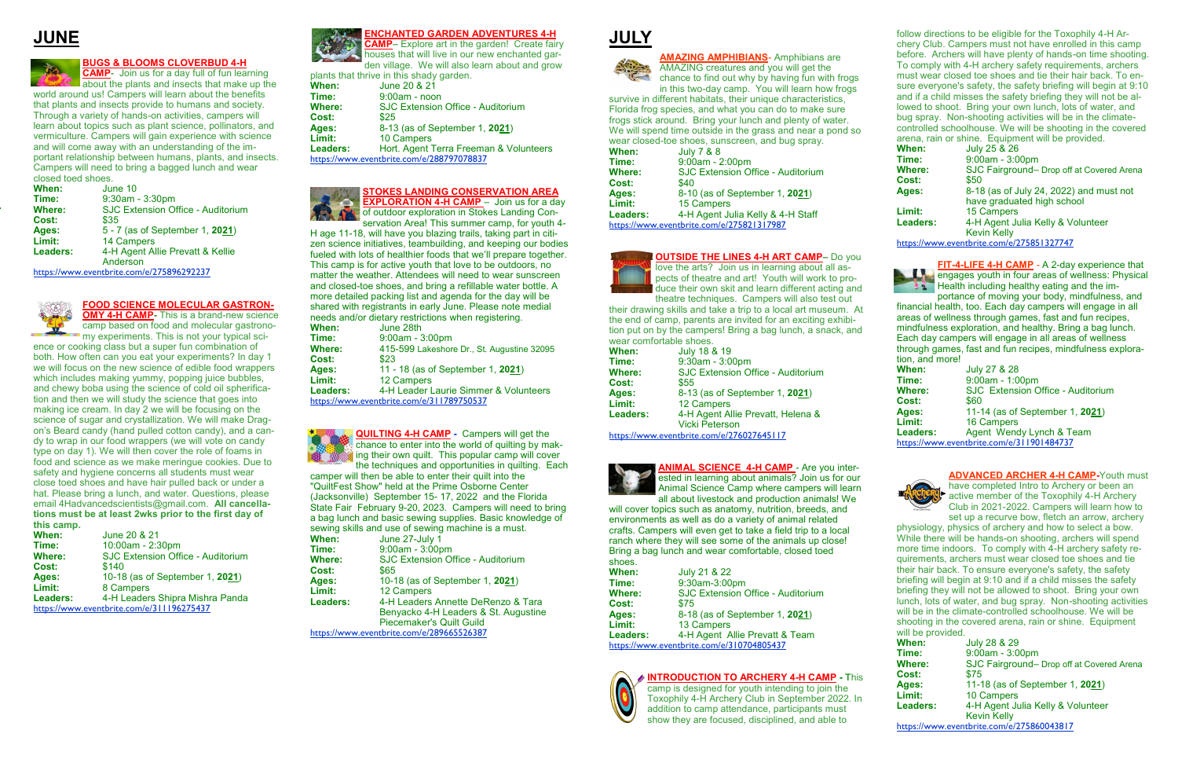# JUNE

### BUGS & BLOOMS CLOVERBUD 4-H CAMP

Join us for a day full of fun learning about the plants and insects that make up the world around us! Campers will learn about the benefits that plants and insects provide to humans and society. Through a variety of hands-on activities, campers will learn about topics such as plant science, pollinators, and vermiculture. Campers will gain experience with science and will come away with an understanding of the important relationship between humans, plants, and insects. Campers will need to bring a bagged lunch and wear closed toed shoes.

| | |
|---|---|
| **When:** | June 10 |
| **Time:** | 9:30am - 3:30pm |
| **Where:** | SJC Extension Office - Auditorium |
| **Cost:** | $35 |
| **Ages:** | 5 - 7 (as of September 1, 2021) |
| **Limit:** | 14 Campers |
| **Leaders:** | 4-H Agent Allie Prevatt & Kellie Anderson |

https://www.eventbrite.com/e/275896292237

### FOOD SCIENCE MOLECULAR GASTRONOMY 4-H CAMP

This is a brand-new science camp based on food and molecular gastronomy experiments. This is not your typical science or cooking class but a super fun combination of both. How often can you eat your experiments? In day 1 we will focus on the new science of edible food wrappers which includes making yummy, popping juice bubbles, and chewy boba using the science of cold oil spherification and then we will study the science that goes into making ice cream. In day 2 we will be focusing on the science of sugar and crystallization. We will make Dragon's Beard candy (hand pulled cotton candy), and a candy to wrap in our food wrappers (we will vote on candy type on day 1). We will then cover the role of foams in food and science as we make meringue cookies. Due to safety and hygiene concerns all students must wear close toed shoes and have hair pulled back or under a hat. Please bring a lunch, and water. Questions, please email 4Hadvancedscientists@gmail.com. **All cancellations must be at least 2wks prior to the first day of this camp.**

| | |
|---|---|
| **When:** | June 20 & 21 |
| **Time:** | 10:00am - 2:30pm |
| **Where:** | SJC Extension Office - Auditorium |
| **Cost:** | $140 |
| **Ages:** | 10-18 (as of September 1, 2021) |
| **Limit:** | 8 Campers |
| **Leaders:** | 4-H Leaders Shipra Mishra Panda |

https://www.eventbrite.com/e/311196275437

### ENCHANTED GARDEN ADVENTURES 4-H CAMP

Explore art in the garden! Create fairy houses that will live in our new enchanted garden village. We will also learn about and grow plants that thrive in this shady garden.

| | |
|---|---|
| **When:** | June 20 & 21 |
| **Time:** | 9:00am - noon |
| **Where:** | SJC Extension Office - Auditorium |
| **Cost:** | $25 |
| **Ages:** | 8-13 (as of September 1, 2021) |
| **Limit:** | 10 Campers |
| **Leaders:** | Hort. Agent Terra Freeman & Volunteers |

https://www.eventbrite.com/e/288797078837

### STOKES LANDING CONSERVATION AREA EXPLORATION 4-H CAMP

Join us for a day of outdoor exploration in Stokes Landing Conservation Area! This summer camp, for youth 4-H age 11-18, will have you blazing trails, taking part in citizen science initiatives, teambuilding, and keeping our bodies fueled with lots of healthier foods that we'll prepare together. This camp is for active youth that love to be outdoors, no matter the weather. Attendees will need to wear sunscreen and closed-toe shoes, and bring a refillable water bottle. A more detailed packing list and agenda for the day will be shared with registrants in early June. Please note medial needs and/or dietary restrictions when registering.

| | |
|---|---|
| **When:** | June 28th |
| **Time:** | 9:00am - 3:00pm |
| **Where:** | 415-599 Lakeshore Dr., St. Augustine 32095 |
| **Cost:** | $23 |
| **Ages:** | 11 - 18 (as of September 1, 2021) |
| **Limit:** | 12 Campers |
| **Leaders:** | 4-H Leader Laurie Simmer & Volunteers |

https://www.eventbrite.com/e/311789750537

### QUILTING 4-H CAMP

Campers will get the chance to enter into the world of quilting by making their own quilt. This popular camp will cover the techniques and opportunities in quilting. Each camper will then be able to enter their quilt into the "QuiltFest Show" held at the Prime Osborne Center (Jacksonville) September 15- 17, 2022 and the Florida State Fair February 9-20, 2023. Campers will need to bring a bag lunch and basic sewing supplies. Basic knowledge of sewing skills and use of sewing machine is a must.

| | |
|---|---|
| **When:** | June 27-July 1 |
| **Time:** | 9:00am - 3:00pm |
| **Where:** | SJC Extension Office - Auditorium |
| **Cost:** | $65 |
| **Ages:** | 10-18 (as of September 1, 2021) |
| **Limit:** | 12 Campers |
| **Leaders:** | 4-H Leaders Annette DeRenzo & Tara Benyacko 4-H Leaders & St. Augustine Piecemaker's Quilt Guild |

https://www.eventbrite.com/e/289665526387

# JULY

### AMAZING AMPHIBIANS

Amphibians are AMAZING creatures and you will get the chance to find out why by having fun with frogs in this two-day camp. You will learn how frogs survive in different habitats, their unique characteristics, Florida frog species, and what you can do to make sure frogs stick around. Bring your lunch and plenty of water. We will spend time outside in the grass and near a pond so wear closed-toe shoes, sunscreen, and bug spray.

| | |
|---|---|
| **When:** | July 7 & 8 |
| **Time:** | 9:00am - 2:00pm |
| **Where:** | SJC Extension Office - Auditorium |
| **Cost:** | $40 |
| **Ages:** | 8-10 (as of September 1, 2021) |
| **Limit:** | 15 Campers |
| **Leaders:** | 4-H Agent Julia Kelly & 4-H Staff |

https://www.eventbrite.com/e/275821317987

### OUTSIDE THE LINES 4-H ART CAMP

Do you love the arts? Join us in learning about all aspects of theatre and art! Youth will work to produce their own skit and learn different acting and theatre techniques. Campers will also test out their drawing skills and take a trip to a local art museum. At the end of camp, parents are invited for an exciting exhibition put on by the campers! Bring a bag lunch, a snack, and wear comfortable shoes.

| | |
|---|---|
| **When:** | July 18 & 19 |
| **Time:** | 9:30am - 3:00pm |
| **Where:** | SJC Extension Office - Auditorium |
| **Cost:** | $55 |
| **Ages:** | 8-13 (as of September 1, 2021) |
| **Limit:** | 12 Campers |
| **Leaders:** | 4-H Agent Allie Prevatt, Helena & Vicki Peterson |

https://www.eventbrite.com/e/276027645117

### ANIMAL SCIENCE 4-H CAMP

Are you interested in learning about animals? Join us for our Animal Science Camp where campers will learn all about livestock and production animals! We will cover topics such as anatomy, nutrition, breeds, and environments as well as do a variety of animal related crafts. Campers will even get to take a field trip to a local ranch where they will see some of the animals up close! Bring a bag lunch and wear comfortable, closed toed shoes.

| | |
|---|---|
| **When:** | July 21 & 22 |
| **Time:** | 9:30am-3:00pm |
| **Where:** | SJC Extension Office - Auditorium |
| **Cost:** | $75 |
| **Ages:** | 8-18 (as of September 1, 2021) |
| **Limit:** | 13 Campers |
| **Leaders:** | 4-H Agent Allie Prevatt & Team |

https://www.eventbrite.com/e/310704805437

### INTRODUCTION TO ARCHERY 4-H CAMP

This camp is designed for youth intending to join the Toxophily 4-H Archery Club in September 2022. In addition to camp attendance, participants must show they are focused, disciplined, and able to follow directions to be eligible for the Toxophily 4-H Archery Club. Campers must not have enrolled in this camp before. Archers will have plenty of hands-on time shooting. To comply with 4-H archery safety requirements, archers must wear closed toe shoes and tie their hair back. To ensure everyone's safety, the safety briefing will begin at 9:10 and if a child misses the safety briefing they will not be allowed to shoot. Bring your own lunch, lots of water, and bug spray. Non-shooting activities will be in the climate-controlled schoolhouse. We will be shooting in the covered arena, rain or shine. Equipment will be provided.

| | |
|---|---|
| **When:** | July 25 & 26 |
| **Time:** | 9:00am - 3:00pm |
| **Where:** | SJC Fairground– Drop off at Covered Arena |
| **Cost:** | $50 |
| **Ages:** | 8-18 (as of July 24, 2022) and must not have graduated high school |
| **Limit:** | 15 Campers |
| **Leaders:** | 4-H Agent Julia Kelly & Volunteer Kevin Kelly |

https://www.eventbrite.com/e/275851327747

### FIT-4-LIFE 4-H CAMP

A 2-day experience that engages youth in four areas of wellness: Physical Health including healthy eating and the importance of moving your body, mindfulness, and financial health, too. Each day campers will engage in all areas of wellness through games, fast and fun recipes, mindfulness exploration, and healthy. Bring a bag lunch. Each day campers will engage in all areas of wellness through games, fast and fun recipes, mindfulness exploration, and more!

| | |
|---|---|
| **When:** | July 27 & 28 |
| **Time:** | 9:00am - 1:00pm |
| **Where:** | SJC Extension Office - Auditorium |
| **Cost:** | $60 |
| **Ages:** | 11-14 (as of September 1, 2021) |
| **Limit:** | 16 Campers |
| **Leaders:** | Agent Wendy Lynch & Team |

https://www.eventbrite.com/e/311901484737

### ADVANCED ARCHER 4-H CAMP

Youth must have completed Intro to Archery or been an active member of the Toxophily 4-H Archery Club in 2021-2022. Campers will learn how to set up a recurve bow, fletch an arrow, archery physiology, physics of archery and how to select a bow. While there will be hands-on shooting, archers will spend more time indoors. To comply with 4-H archery safety requirements, archers must wear closed toe shoes and tie their hair back. To ensure everyone's safety, the safety briefing will begin at 9:10 and if a child misses the safety briefing they will not be allowed to shoot. Bring your own lunch, lots of water, and bug spray. Non-shooting activities will be in the climate-controlled schoolhouse. We will be shooting in the covered arena, rain or shine. Equipment will be provided.

| | |
|---|---|
| **When:** | July 28 & 29 |
| **Time:** | 9:00am - 3:00pm |
| **Where:** | SJC Fairground– Drop off at Covered Arena |
| **Cost:** | $75 |
| **Ages:** | 11-18 (as of September 1, 2021) |
| **Limit:** | 10 Campers |
| **Leaders:** | 4-H Agent Julia Kelly & Volunteer Kevin Kelly |

https://www.eventbrite.com/e/275860043817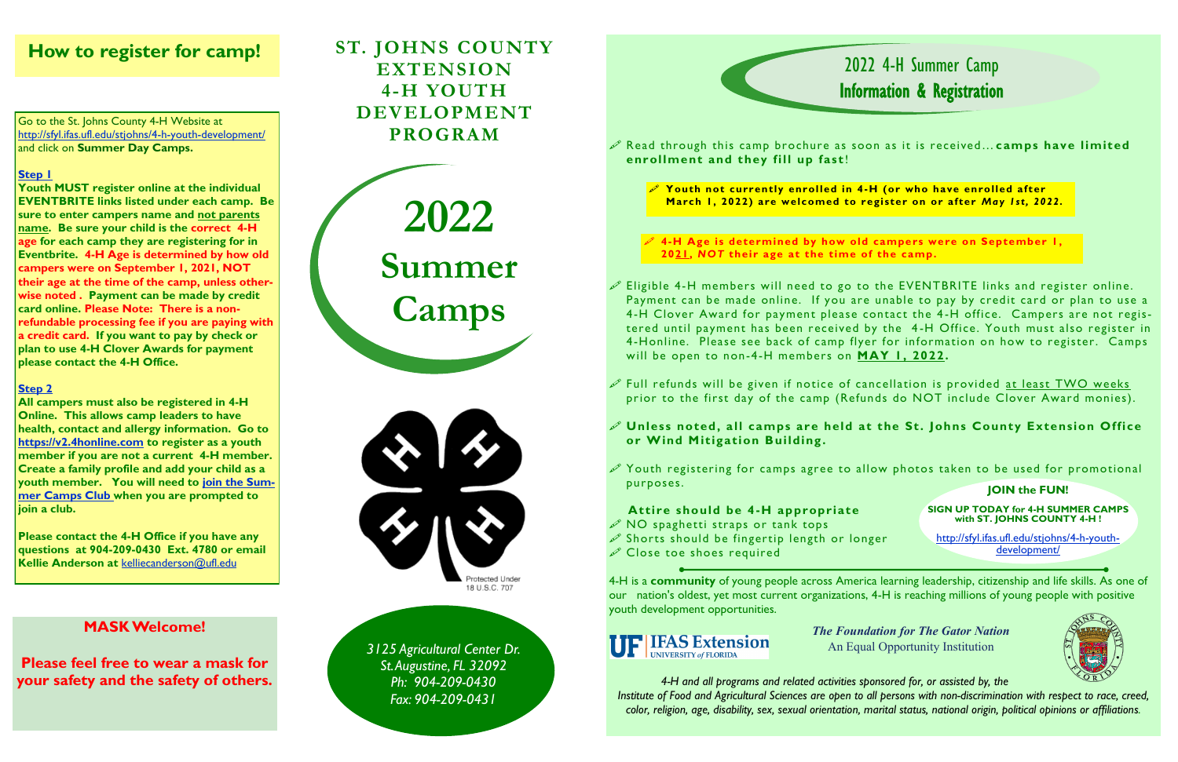## How to register for camp!

Go to the St. Johns County 4-H Website at http://sfyl.ifas.ufl.edu/stjohns/4-h-youth-development/ and click on **Summer Day Camps.**

**Step 1**

**Youth MUST register online at the individual EVENTBRITE links listed under each camp. Be sure to enter campers name and not parents name. Be sure your child is the correct 4-H age for each camp they are registering for in Eventbrite. 4-H Age is determined by how old campers were on September 1, 2021, NOT their age at the time of the camp, unless otherwise noted . Payment can be made by credit card online. Please Note: There is a non-refundable processing fee if you are paying with a credit card. If you want to pay by check or plan to use 4-H Clover Awards for payment please contact the 4-H Office.**

**Step 2**

**All campers must also be registered in 4-H Online. This allows camp leaders to have health, contact and allergy information. Go to https://v2.4honline.com to register as a youth member if you are not a current 4-H member. Create a family profile and add your child as a youth member. You will need to join the Summer Camps Club when you are prompted to join a club.**

**Please contact the 4-H Office if you have any questions at 904-209-0430 Ext. 4780 or email Kellie Anderson at** kelliecanderson@ufl.edu

**MASK Welcome!**

**Please feel free to wear a mask for your safety and the safety of others.**

# ST. JOHNS COUNTY EXTENSION 4-H YOUTH DEVELOPMENT PROGRAM

# 2022 Summer Camps

Protected Under 18 U.S.C. 707

*3125 Agricultural Center Dr.*
*St. Augustine, FL 32092*
*Ph: 904-209-0430*
*Fax: 904-209-0431*

## 2022 4-H Summer Camp Information & Registration

- Read through this camp brochure as soon as it is received… **camps have limited enrollment and they fill up fast**!
  - **Youth not currently enrolled in 4-H (or who have enrolled after March 1, 2022) are welcomed to register on or after *May 1st, 2022.***
  - **4-H Age is determined by how old campers were on September 1, 2021, *NOT* their age at the time of the camp.**
- Eligible 4-H members will need to go to the EVENTBRITE links and register online. Payment can be made online. If you are unable to pay by credit card or plan to use a 4-H Clover Award for payment please contact the 4-H office. Campers are not registered until payment has been received by the 4-H Office. Youth must also register in 4-Honline. Please see back of camp flyer for information on how to register. Camps will be open to non-4-H members on **MAY 1, 2022.**
- Full refunds will be given if notice of cancellation is provided at least TWO weeks prior to the first day of the camp (Refunds do NOT include Clover Award monies).
- **Unless noted, all camps are held at the St. Johns County Extension Office or Wind Mitigation Building.**
- Youth registering for camps agree to allow photos taken to be used for promotional purposes.

**Attire should be 4-H appropriate**

- NO spaghetti straps or tank tops
- Shorts should be fingertip length or longer
- Close toe shoes required

**JOIN the FUN!**

**SIGN UP TODAY for 4-H SUMMER CAMPS with ST. JOHNS COUNTY 4-H !**

http://sfyl.ifas.ufl.edu/stjohns/4-h-youth-development/

4-H is a **community** of young people across America learning leadership, citizenship and life skills. As one of our nation's oldest, yet most current organizations, 4-H is reaching millions of young people with positive youth development opportunities.

UF IFAS Extension UNIVERSITY of FLORIDA

*The Foundation for The Gator Nation*
An Equal Opportunity Institution

*4-H and all programs and related activities sponsored for, or assisted by, the Institute of Food and Agricultural Sciences are open to all persons with non-discrimination with respect to race, creed, color, religion, age, disability, sex, sexual orientation, marital status, national origin, political opinions or affiliations.*